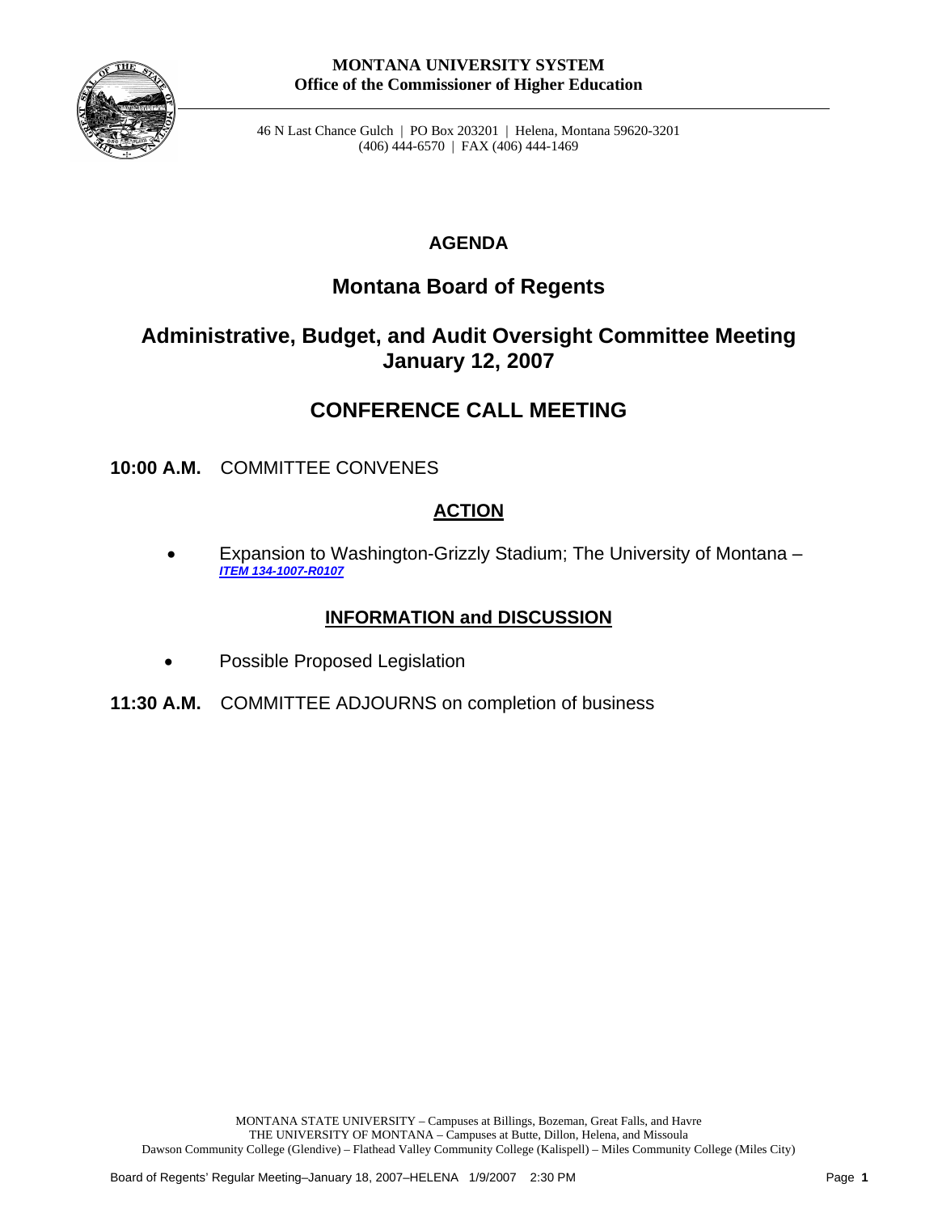**MONTANA UNIVERSITY SYSTEM**
**Office of the Commissioner of Higher Education**

46 N Last Chance Gulch | PO Box 203201 | Helena, Montana 59620-3201
(406) 444-6570 | FAX (406) 444-1469

# AGENDA

## Montana Board of Regents

## Administrative, Budget, and Audit Oversight Committee Meeting January 12, 2007

## CONFERENCE CALL MEETING

**10:00 A.M.** COMMITTEE CONVENES

### ACTION

- Expansion to Washington-Grizzly Stadium; The University of Montana – ***ITEM 134-1007-R0107***

### INFORMATION and DISCUSSION

- Possible Proposed Legislation

**11:30 A.M.** COMMITTEE ADJOURNS on completion of business

MONTANA STATE UNIVERSITY – Campuses at Billings, Bozeman, Great Falls, and Havre
THE UNIVERSITY OF MONTANA – Campuses at Butte, Dillon, Helena, and Missoula
Dawson Community College (Glendive) – Flathead Valley Community College (Kalispell) – Miles Community College (Miles City)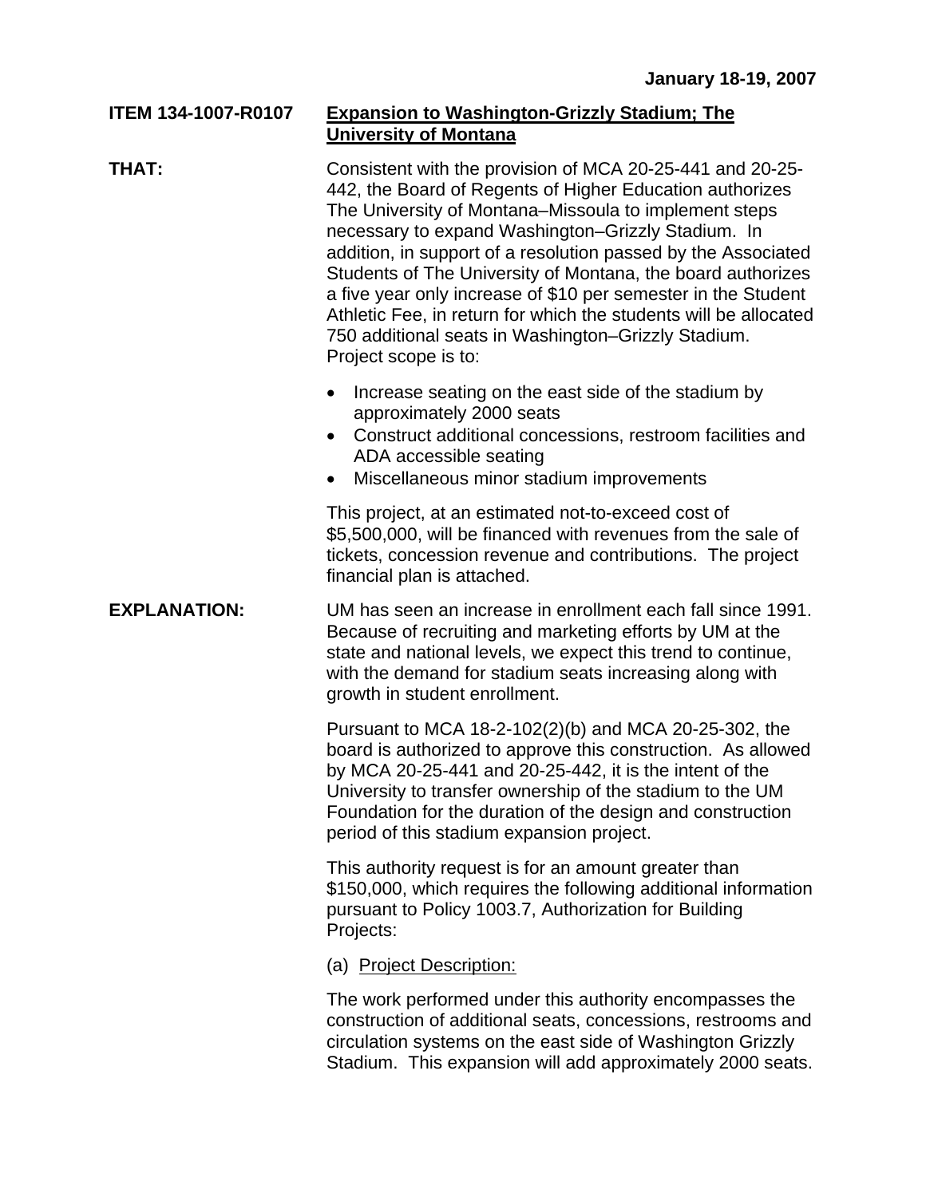**January 18-19, 2007**

**ITEM 134-1007-R0107** **<u>Expansion to Washington-Grizzly Stadium; The University of Montana</u>**

**THAT:** Consistent with the provision of MCA 20-25-441 and 20-25-442, the Board of Regents of Higher Education authorizes The University of Montana–Missoula to implement steps necessary to expand Washington–Grizzly Stadium. In addition, in support of a resolution passed by the Associated Students of The University of Montana, the board authorizes a five year only increase of $10 per semester in the Student Athletic Fee, in return for which the students will be allocated 750 additional seats in Washington–Grizzly Stadium. Project scope is to:

- Increase seating on the east side of the stadium by approximately 2000 seats
- Construct additional concessions, restroom facilities and ADA accessible seating
- Miscellaneous minor stadium improvements

This project, at an estimated not-to-exceed cost of $5,500,000, will be financed with revenues from the sale of tickets, concession revenue and contributions. The project financial plan is attached.

**EXPLANATION:** UM has seen an increase in enrollment each fall since 1991. Because of recruiting and marketing efforts by UM at the state and national levels, we expect this trend to continue, with the demand for stadium seats increasing along with growth in student enrollment.

Pursuant to MCA 18-2-102(2)(b) and MCA 20-25-302, the board is authorized to approve this construction. As allowed by MCA 20-25-441 and 20-25-442, it is the intent of the University to transfer ownership of the stadium to the UM Foundation for the duration of the design and construction period of this stadium expansion project.

This authority request is for an amount greater than $150,000, which requires the following additional information pursuant to Policy 1003.7, Authorization for Building Projects:

(a) <u>Project Description:</u>

The work performed under this authority encompasses the construction of additional seats, concessions, restrooms and circulation systems on the east side of Washington Grizzly Stadium. This expansion will add approximately 2000 seats.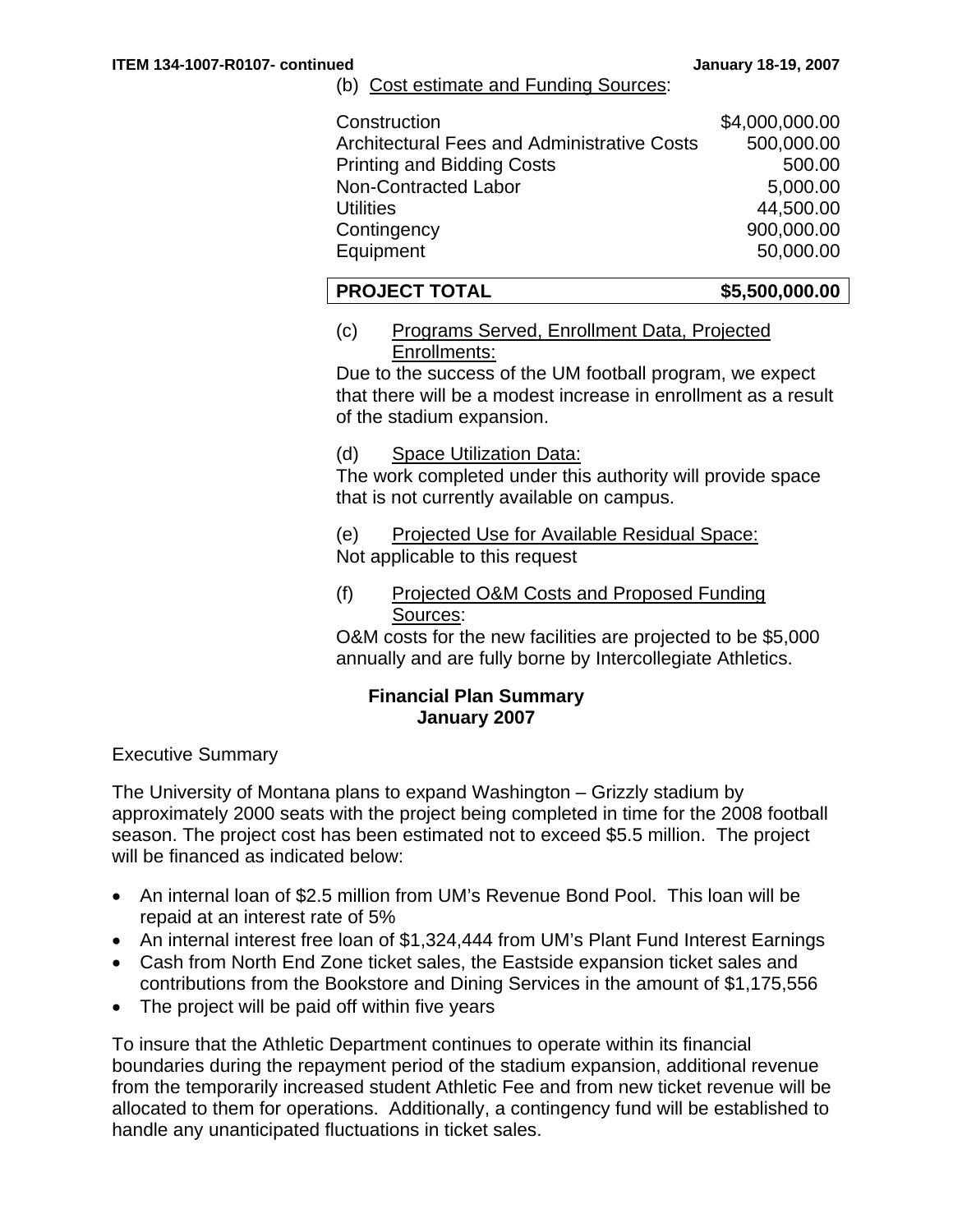(b) Cost estimate and Funding Sources:

| | |
|---|---:|
| Construction | $4,000,000.00 |
| Architectural Fees and Administrative Costs | 500,000.00 |
| Printing and Bidding Costs | 500.00 |
| Non-Contracted Labor | 5,000.00 |
| Utilities | 44,500.00 |
| Contingency | 900,000.00 |
| Equipment | 50,000.00 |
| **PROJECT TOTAL** | **$5,500,000.00** |

(c) Programs Served, Enrollment Data, Projected Enrollments:
Due to the success of the UM football program, we expect that there will be a modest increase in enrollment as a result of the stadium expansion.

(d) Space Utilization Data:
The work completed under this authority will provide space that is not currently available on campus.

(e) Projected Use for Available Residual Space:
Not applicable to this request

(f) Projected O&M Costs and Proposed Funding Sources:
O&M costs for the new facilities are projected to be $5,000 annually and are fully borne by Intercollegiate Athletics.

## Financial Plan Summary
## January 2007

Executive Summary

The University of Montana plans to expand Washington – Grizzly stadium by approximately 2000 seats with the project being completed in time for the 2008 football season. The project cost has been estimated not to exceed $5.5 million. The project will be financed as indicated below:

- An internal loan of $2.5 million from UM's Revenue Bond Pool. This loan will be repaid at an interest rate of 5%
- An internal interest free loan of $1,324,444 from UM's Plant Fund Interest Earnings
- Cash from North End Zone ticket sales, the Eastside expansion ticket sales and contributions from the Bookstore and Dining Services in the amount of $1,175,556
- The project will be paid off within five years

To insure that the Athletic Department continues to operate within its financial boundaries during the repayment period of the stadium expansion, additional revenue from the temporarily increased student Athletic Fee and from new ticket revenue will be allocated to them for operations. Additionally, a contingency fund will be established to handle any unanticipated fluctuations in ticket sales.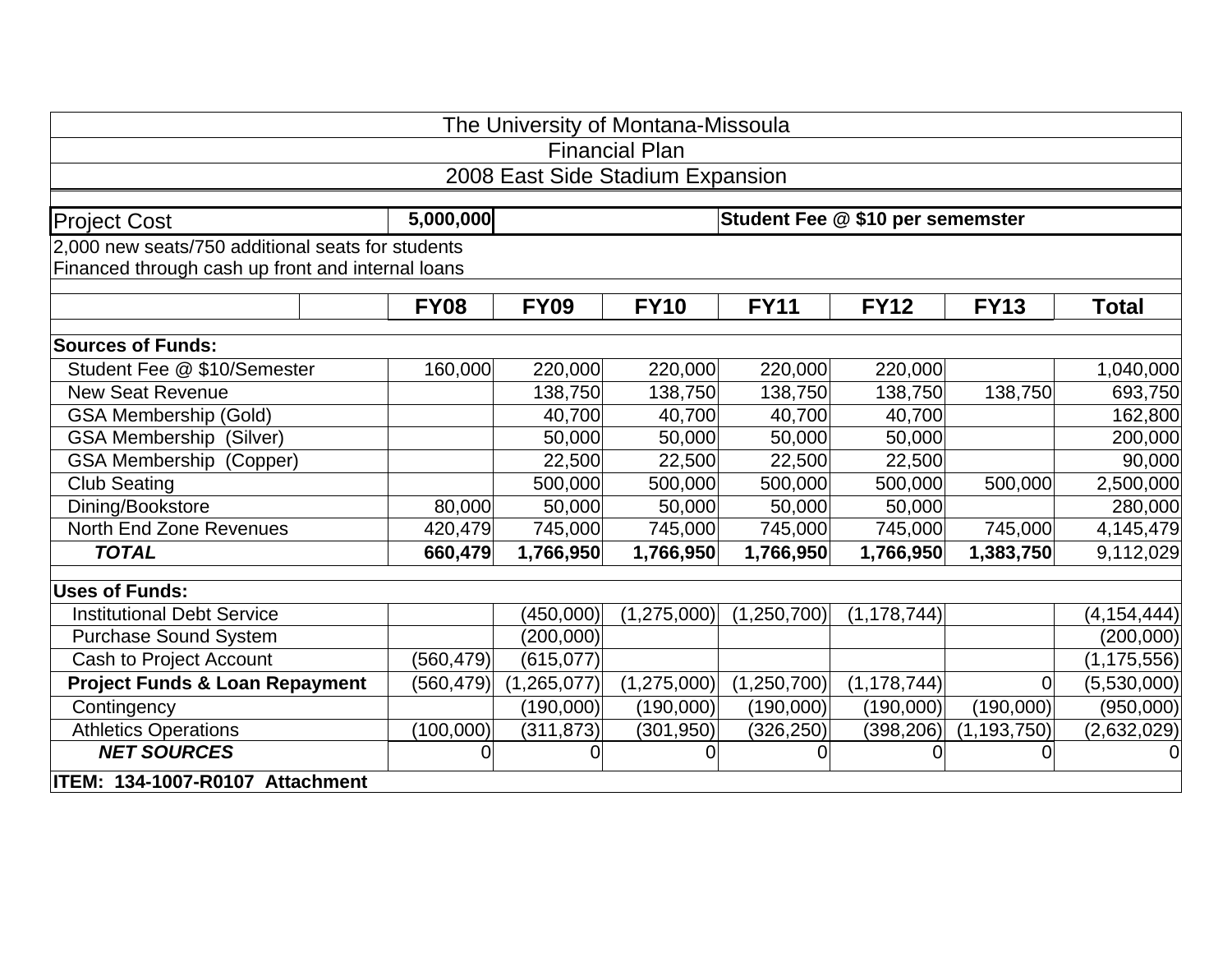# The University of Montana-Missoula

## Financial Plan

## 2008 East Side Stadium Expansion

| | | | | | | | |
|---|---|---|---|---|---|---|---|
| Project Cost | 5,000,000 | | | Student Fee @ $10 per sememster | | | |

2,000 new seats/750 additional seats for students
Financed through cash up front and internal loans

| | FY08 | FY09 | FY10 | FY11 | FY12 | FY13 | Total |
|---|---|---|---|---|---|---|---|
| **Sources of Funds:** | | | | | | | |
| Student Fee @ $10/Semester | 160,000 | 220,000 | 220,000 | 220,000 | 220,000 | | 1,040,000 |
| New Seat Revenue | | 138,750 | 138,750 | 138,750 | 138,750 | 138,750 | 693,750 |
| GSA Membership (Gold) | | 40,700 | 40,700 | 40,700 | 40,700 | | 162,800 |
| GSA Membership (Silver) | | 50,000 | 50,000 | 50,000 | 50,000 | | 200,000 |
| GSA Membership (Copper) | | 22,500 | 22,500 | 22,500 | 22,500 | | 90,000 |
| Club Seating | | 500,000 | 500,000 | 500,000 | 500,000 | 500,000 | 2,500,000 |
| Dining/Bookstore | 80,000 | 50,000 | 50,000 | 50,000 | 50,000 | | 280,000 |
| North End Zone Revenues | 420,479 | 745,000 | 745,000 | 745,000 | 745,000 | 745,000 | 4,145,479 |
| ***TOTAL*** | **660,479** | **1,766,950** | **1,766,950** | **1,766,950** | **1,766,950** | **1,383,750** | 9,112,029 |
| **Uses of Funds:** | | | | | | | |
| Institutional Debt Service | | (450,000) | (1,275,000) | (1,250,700) | (1,178,744) | | (4,154,444) |
| Purchase Sound System | | (200,000) | | | | | (200,000) |
| Cash to Project Account | (560,479) | (615,077) | | | | | (1,175,556) |
| **Project Funds & Loan Repayment** | (560,479) | (1,265,077) | (1,275,000) | (1,250,700) | (1,178,744) | 0 | (5,530,000) |
| Contingency | | (190,000) | (190,000) | (190,000) | (190,000) | (190,000) | (950,000) |
| Athletics Operations | (100,000) | (311,873) | (301,950) | (326,250) | (398,206) | (1,193,750) | (2,632,029) |
| ***NET SOURCES*** | 0 | 0 | 0 | 0 | 0 | 0 | 0 |

**ITEM: 134-1007-R0107 Attachment**